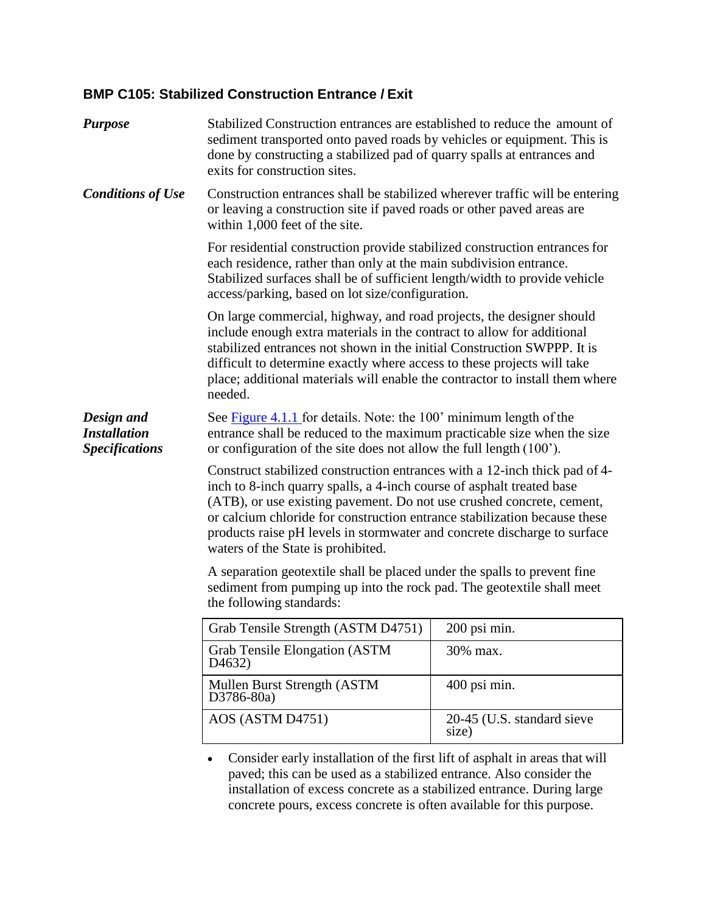## BMP C105: Stabilized Construction Entrance / Exit

***Purpose***

Stabilized Construction entrances are established to reduce the amount of sediment transported onto paved roads by vehicles or equipment. This is done by constructing a stabilized pad of quarry spalls at entrances and exits for construction sites.

***Conditions of Use***

Construction entrances shall be stabilized wherever traffic will be entering or leaving a construction site if paved roads or other paved areas are within 1,000 feet of the site.

For residential construction provide stabilized construction entrances for each residence, rather than only at the main subdivision entrance. Stabilized surfaces shall be of sufficient length/width to provide vehicle access/parking, based on lot size/configuration.

On large commercial, highway, and road projects, the designer should include enough extra materials in the contract to allow for additional stabilized entrances not shown in the initial Construction SWPPP. It is difficult to determine exactly where access to these projects will take place; additional materials will enable the contractor to install them where needed.

***Design and Installation Specifications***

See Figure 4.1.1 for details. Note: the 100' minimum length of the entrance shall be reduced to the maximum practicable size when the size or configuration of the site does not allow the full length (100').

Construct stabilized construction entrances with a 12-inch thick pad of 4-inch to 8-inch quarry spalls, a 4-inch course of asphalt treated base (ATB), or use existing pavement. Do not use crushed concrete, cement, or calcium chloride for construction entrance stabilization because these products raise pH levels in stormwater and concrete discharge to surface waters of the State is prohibited.

A separation geotextile shall be placed under the spalls to prevent fine sediment from pumping up into the rock pad. The geotextile shall meet the following standards:

| | |
|---|---|
| Grab Tensile Strength (ASTM D4751) | 200 psi min. |
| Grab Tensile Elongation (ASTM D4632) | 30% max. |
| Mullen Burst Strength (ASTM D3786-80a) | 400 psi min. |
| AOS (ASTM D4751) | 20-45 (U.S. standard sieve size) |

- Consider early installation of the first lift of asphalt in areas that will paved; this can be used as a stabilized entrance. Also consider the installation of excess concrete as a stabilized entrance. During large concrete pours, excess concrete is often available for this purpose.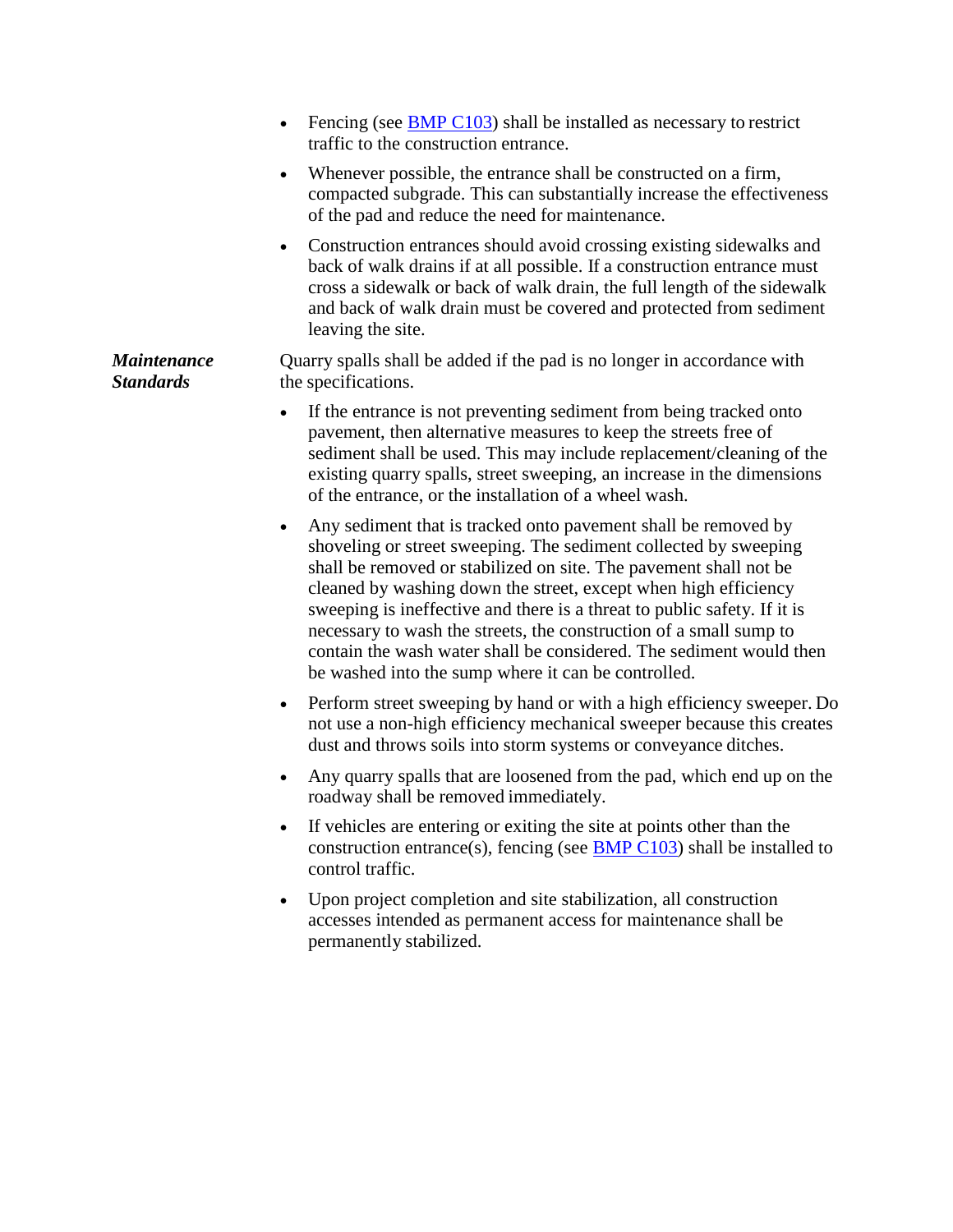- Fencing (see BMP C103) shall be installed as necessary to restrict traffic to the construction entrance.
- Whenever possible, the entrance shall be constructed on a firm, compacted subgrade. This can substantially increase the effectiveness of the pad and reduce the need for maintenance.
- Construction entrances should avoid crossing existing sidewalks and back of walk drains if at all possible. If a construction entrance must cross a sidewalk or back of walk drain, the full length of the sidewalk and back of walk drain must be covered and protected from sediment leaving the site.

***Maintenance Standards***

Quarry spalls shall be added if the pad is no longer in accordance with the specifications.

- If the entrance is not preventing sediment from being tracked onto pavement, then alternative measures to keep the streets free of sediment shall be used. This may include replacement/cleaning of the existing quarry spalls, street sweeping, an increase in the dimensions of the entrance, or the installation of a wheel wash.
- Any sediment that is tracked onto pavement shall be removed by shoveling or street sweeping. The sediment collected by sweeping shall be removed or stabilized on site. The pavement shall not be cleaned by washing down the street, except when high efficiency sweeping is ineffective and there is a threat to public safety. If it is necessary to wash the streets, the construction of a small sump to contain the wash water shall be considered. The sediment would then be washed into the sump where it can be controlled.
- Perform street sweeping by hand or with a high efficiency sweeper. Do not use a non-high efficiency mechanical sweeper because this creates dust and throws soils into storm systems or conveyance ditches.
- Any quarry spalls that are loosened from the pad, which end up on the roadway shall be removed immediately.
- If vehicles are entering or exiting the site at points other than the construction entrance(s), fencing (see BMP C103) shall be installed to control traffic.
- Upon project completion and site stabilization, all construction accesses intended as permanent access for maintenance shall be permanently stabilized.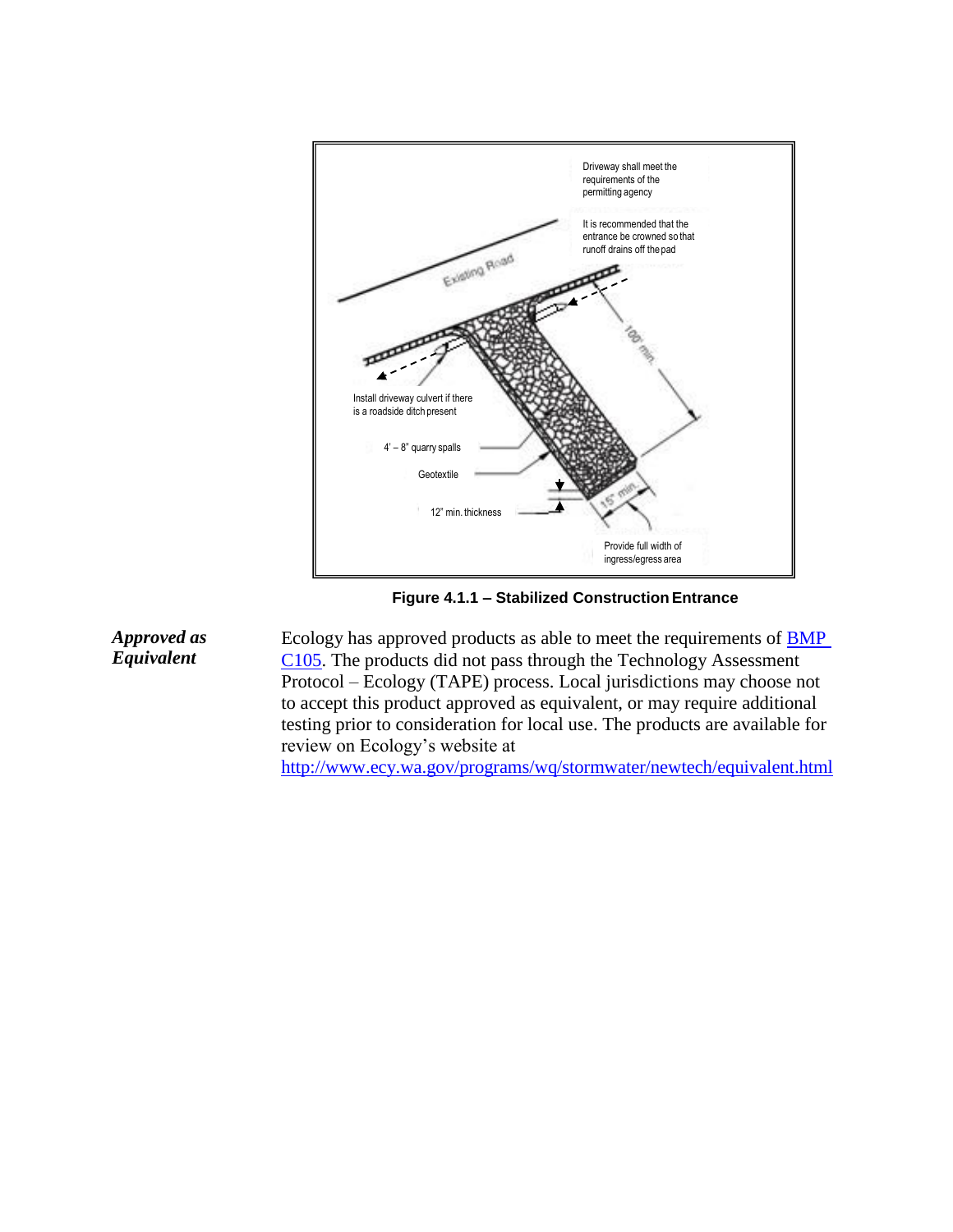Driveway shall meet the requirements of the permitting agency

It is recommended that the entrance be crowned so that runoff drains off the pad

Existing Road

100' min.

Install driveway culvert if there is a roadside ditch present

4' – 8" quarry spalls

Geotextile

12" min. thickness

15' min.

Provide full width of ingress/egress area

**Figure 4.1.1 – Stabilized Construction Entrance**

***Approved as Equivalent***

Ecology has approved products as able to meet the requirements of [BMP C105](). The products did not pass through the Technology Assessment Protocol – Ecology (TAPE) process. Local jurisdictions may choose not to accept this product approved as equivalent, or may require additional testing prior to consideration for local use. The products are available for review on Ecology's website at [http://www.ecy.wa.gov/programs/wq/stormwater/newtech/equivalent.html](http://www.ecy.wa.gov/programs/wq/stormwater/newtech/equivalent.html)